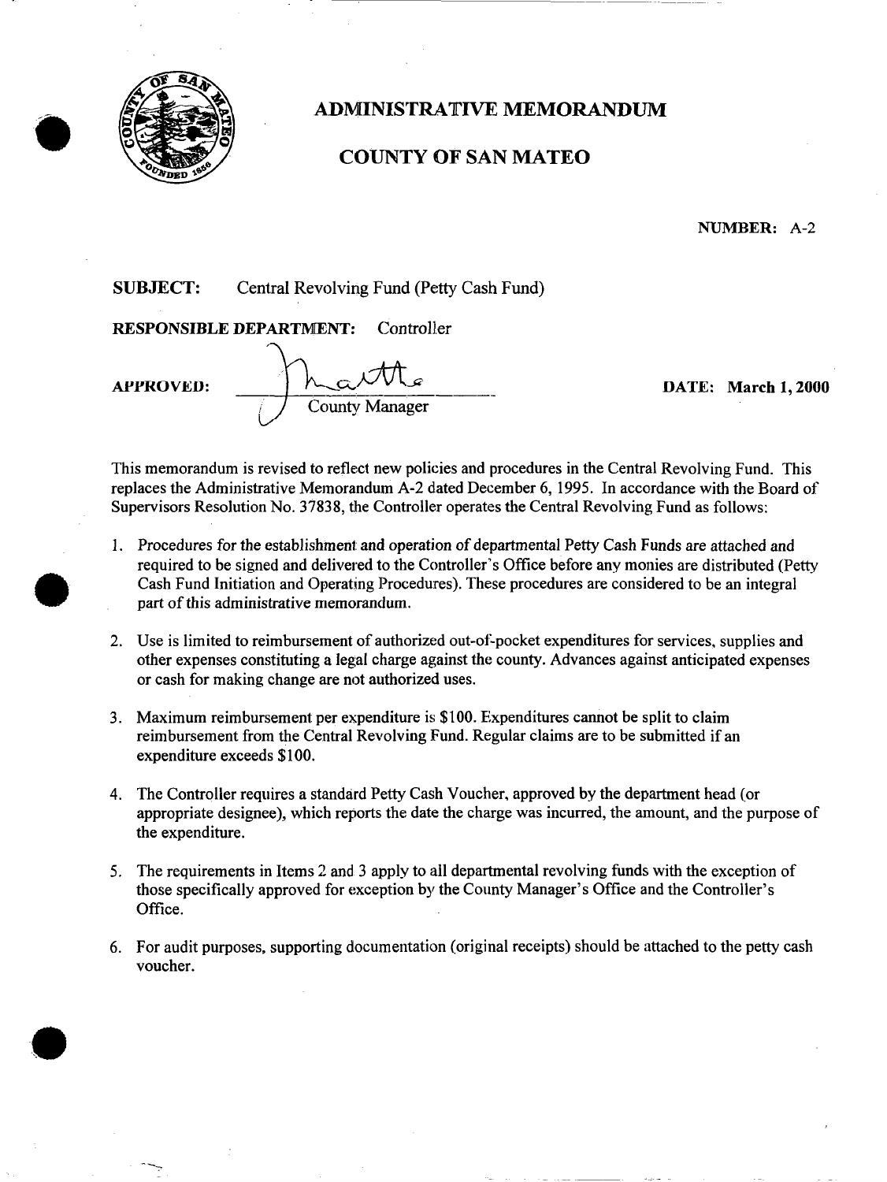# ADMINISTRATIVE MEMORANDUM

# COUNTY OF SAN MATEO

**NUMBER:** A-2

**SUBJECT:** Central Revolving Fund (Petty Cash Fund)

**RESPONSIBLE DEPARTMENT:** Controller

**APPROVED:** County Manager

**DATE: March 1, 2000**

This memorandum is revised to reflect new policies and procedures in the Central Revolving Fund. This replaces the Administrative Memorandum A-2 dated December 6, 1995. In accordance with the Board of Supervisors Resolution No. 37838, the Controller operates the Central Revolving Fund as follows:

1. Procedures for the establishment and operation of departmental Petty Cash Funds are attached and required to be signed and delivered to the Controller's Office before any monies are distributed (Petty Cash Fund Initiation and Operating Procedures). These procedures are considered to be an integral part of this administrative memorandum.

2. Use is limited to reimbursement of authorized out-of-pocket expenditures for services, supplies and other expenses constituting a legal charge against the county. Advances against anticipated expenses or cash for making change are not authorized uses.

3. Maximum reimbursement per expenditure is $100. Expenditures cannot be split to claim reimbursement from the Central Revolving Fund. Regular claims are to be submitted if an expenditure exceeds $100.

4. The Controller requires a standard Petty Cash Voucher, approved by the department head (or appropriate designee), which reports the date the charge was incurred, the amount, and the purpose of the expenditure.

5. The requirements in Items 2 and 3 apply to all departmental revolving funds with the exception of those specifically approved for exception by the County Manager's Office and the Controller's Office.

6. For audit purposes, supporting documentation (original receipts) should be attached to the petty cash voucher.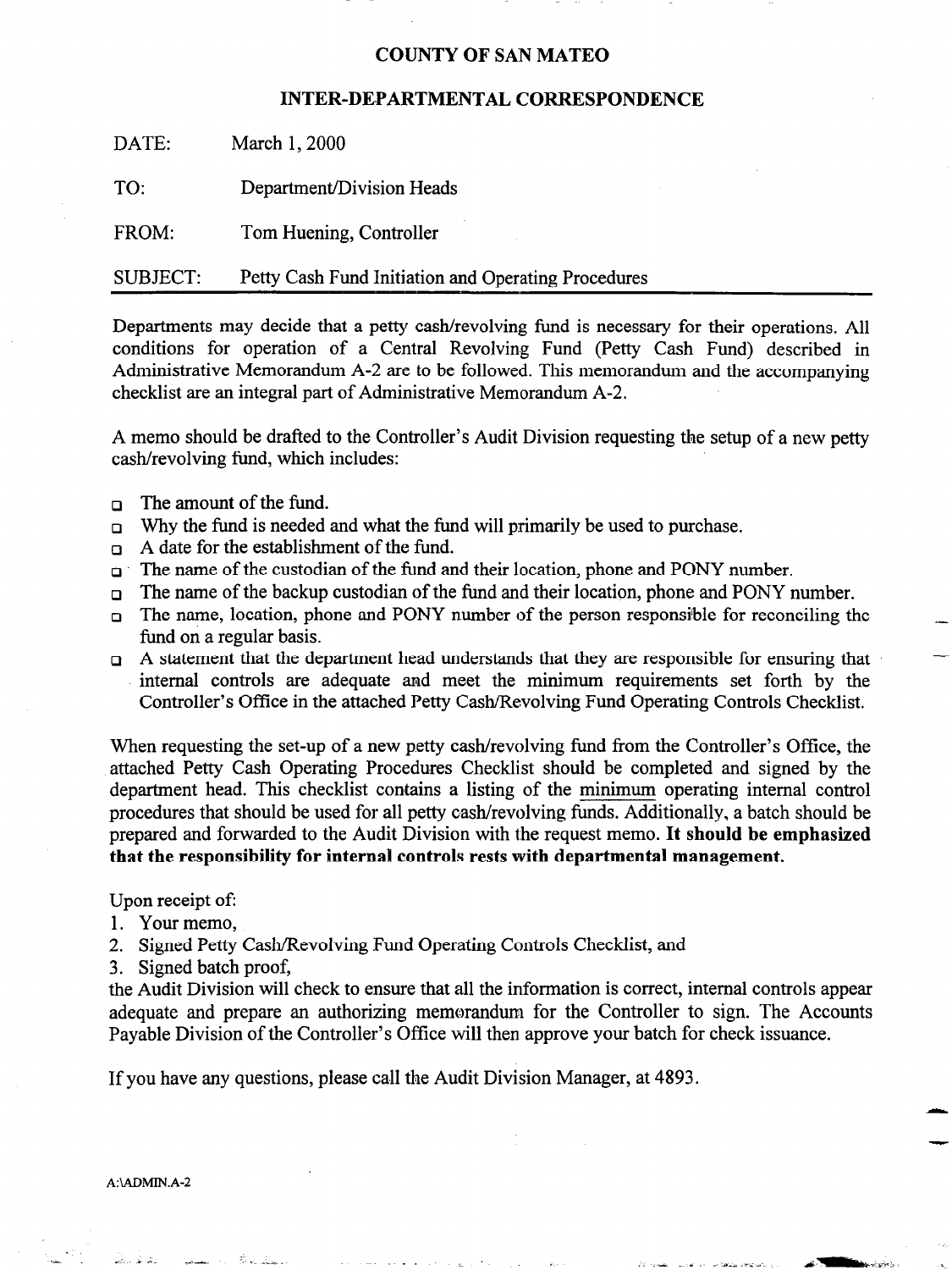# COUNTY OF SAN MATEO

## INTER-DEPARTMENTAL CORRESPONDENCE

DATE: March 1, 2000

TO: Department/Division Heads

FROM: Tom Huening, Controller

SUBJECT: Petty Cash Fund Initiation and Operating Procedures

---

Departments may decide that a petty cash/revolving fund is necessary for their operations. All conditions for operation of a Central Revolving Fund (Petty Cash Fund) described in Administrative Memorandum A-2 are to be followed. This memorandum and the accompanying checklist are an integral part of Administrative Memorandum A-2.

A memo should be drafted to the Controller's Audit Division requesting the setup of a new petty cash/revolving fund, which includes:

- The amount of the fund.
- Why the fund is needed and what the fund will primarily be used to purchase.
- A date for the establishment of the fund.
- The name of the custodian of the fund and their location, phone and PONY number.
- The name of the backup custodian of the fund and their location, phone and PONY number.
- The name, location, phone and PONY number of the person responsible for reconciling the fund on a regular basis.
- A statement that the department head understands that they are responsible for ensuring that internal controls are adequate and meet the minimum requirements set forth by the Controller's Office in the attached Petty Cash/Revolving Fund Operating Controls Checklist.

When requesting the set-up of a new petty cash/revolving fund from the Controller's Office, the attached Petty Cash Operating Procedures Checklist should be completed and signed by the department head. This checklist contains a listing of the minimum operating internal control procedures that should be used for all petty cash/revolving funds. Additionally, a batch should be prepared and forwarded to the Audit Division with the request memo. **It should be emphasized that the responsibility for internal controls rests with departmental management.**

Upon receipt of:

1. Your memo,
2. Signed Petty Cash/Revolving Fund Operating Controls Checklist, and
3. Signed batch proof,

the Audit Division will check to ensure that all the information is correct, internal controls appear adequate and prepare an authorizing memorandum for the Controller to sign. The Accounts Payable Division of the Controller's Office will then approve your batch for check issuance.

If you have any questions, please call the Audit Division Manager, at 4893.

A:\ADMIN.A-2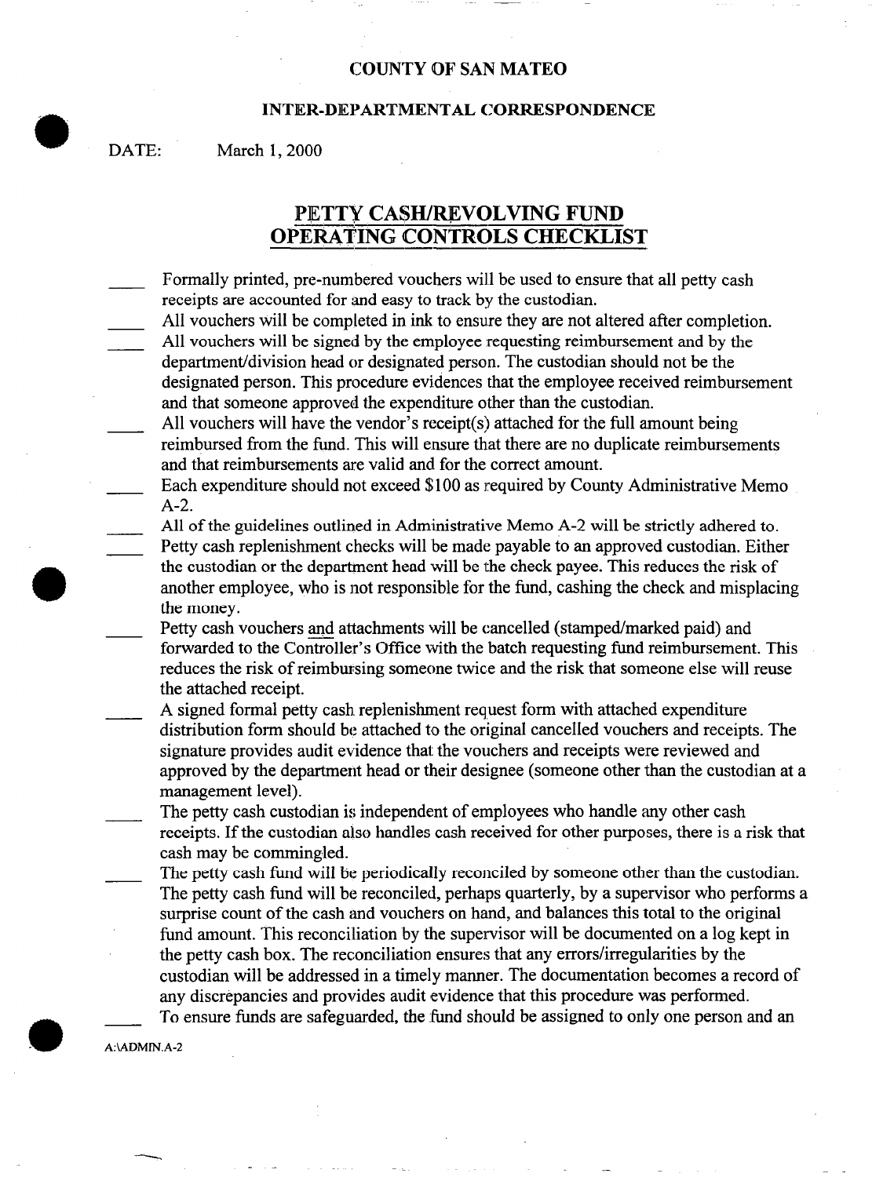COUNTY OF SAN MATEO

INTER-DEPARTMENTAL CORRESPONDENCE

DATE: March 1, 2000

# PETTY CASH/REVOLVING FUND OPERATING CONTROLS CHECKLIST

____ Formally printed, pre-numbered vouchers will be used to ensure that all petty cash receipts are accounted for and easy to track by the custodian.

____ All vouchers will be completed in ink to ensure they are not altered after completion.

____ All vouchers will be signed by the employee requesting reimbursement and by the department/division head or designated person. The custodian should not be the designated person. This procedure evidences that the employee received reimbursement and that someone approved the expenditure other than the custodian.

____ All vouchers will have the vendor's receipt(s) attached for the full amount being reimbursed from the fund. This will ensure that there are no duplicate reimbursements and that reimbursements are valid and for the correct amount.

____ Each expenditure should not exceed $100 as required by County Administrative Memo A-2.

____ All of the guidelines outlined in Administrative Memo A-2 will be strictly adhered to.

____ Petty cash replenishment checks will be made payable to an approved custodian. Either the custodian or the department head will be the check payee. This reduces the risk of another employee, who is not responsible for the fund, cashing the check and misplacing the money.

____ Petty cash vouchers <u>and</u> attachments will be cancelled (stamped/marked paid) and forwarded to the Controller's Office with the batch requesting fund reimbursement. This reduces the risk of reimbursing someone twice and the risk that someone else will reuse the attached receipt.

____ A signed formal petty cash replenishment request form with attached expenditure distribution form should be attached to the original cancelled vouchers and receipts. The signature provides audit evidence that the vouchers and receipts were reviewed and approved by the department head or their designee (someone other than the custodian at a management level).

____ The petty cash custodian is independent of employees who handle any other cash receipts. If the custodian also handles cash received for other purposes, there is a risk that cash may be commingled.

____ The petty cash fund will be periodically reconciled by someone other than the custodian. The petty cash fund will be reconciled, perhaps quarterly, by a supervisor who performs a surprise count of the cash and vouchers on hand, and balances this total to the original fund amount. This reconciliation by the supervisor will be documented on a log kept in the petty cash box. The reconciliation ensures that any errors/irregularities by the custodian will be addressed in a timely manner. The documentation becomes a record of any discrepancies and provides audit evidence that this procedure was performed.

____ To ensure funds are safeguarded, the fund should be assigned to only one person and an

A:\ADMIN.A-2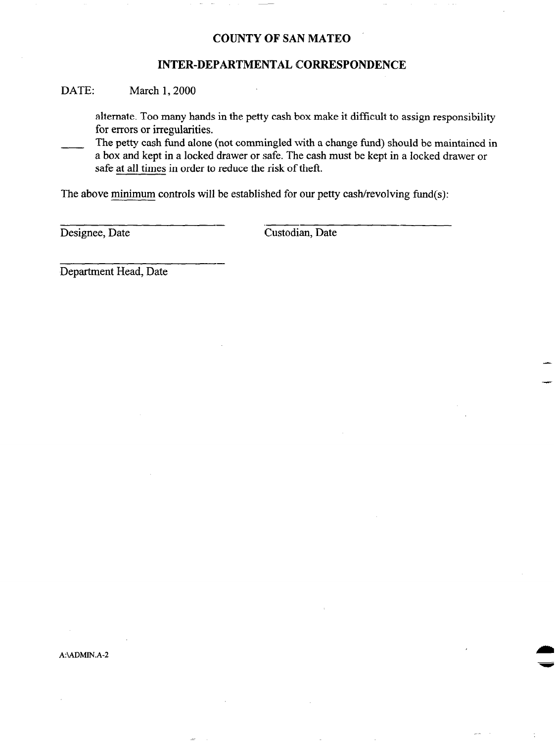**COUNTY OF SAN MATEO**

**INTER-DEPARTMENTAL CORRESPONDENCE**

DATE: March 1, 2000

alternate. Too many hands in the petty cash box make it difficult to assign responsibility for errors or irregularities.

____ The petty cash fund alone (not commingled with a change fund) should be maintained in a box and kept in a locked drawer or safe. The cash must be kept in a locked drawer or safe at all times in order to reduce the risk of theft.

The above minimum controls will be established for our petty cash/revolving fund(s):

______________________________ Designee, Date

______________________________ Custodian, Date

______________________________ Department Head, Date

A:\ADMIN.A-2